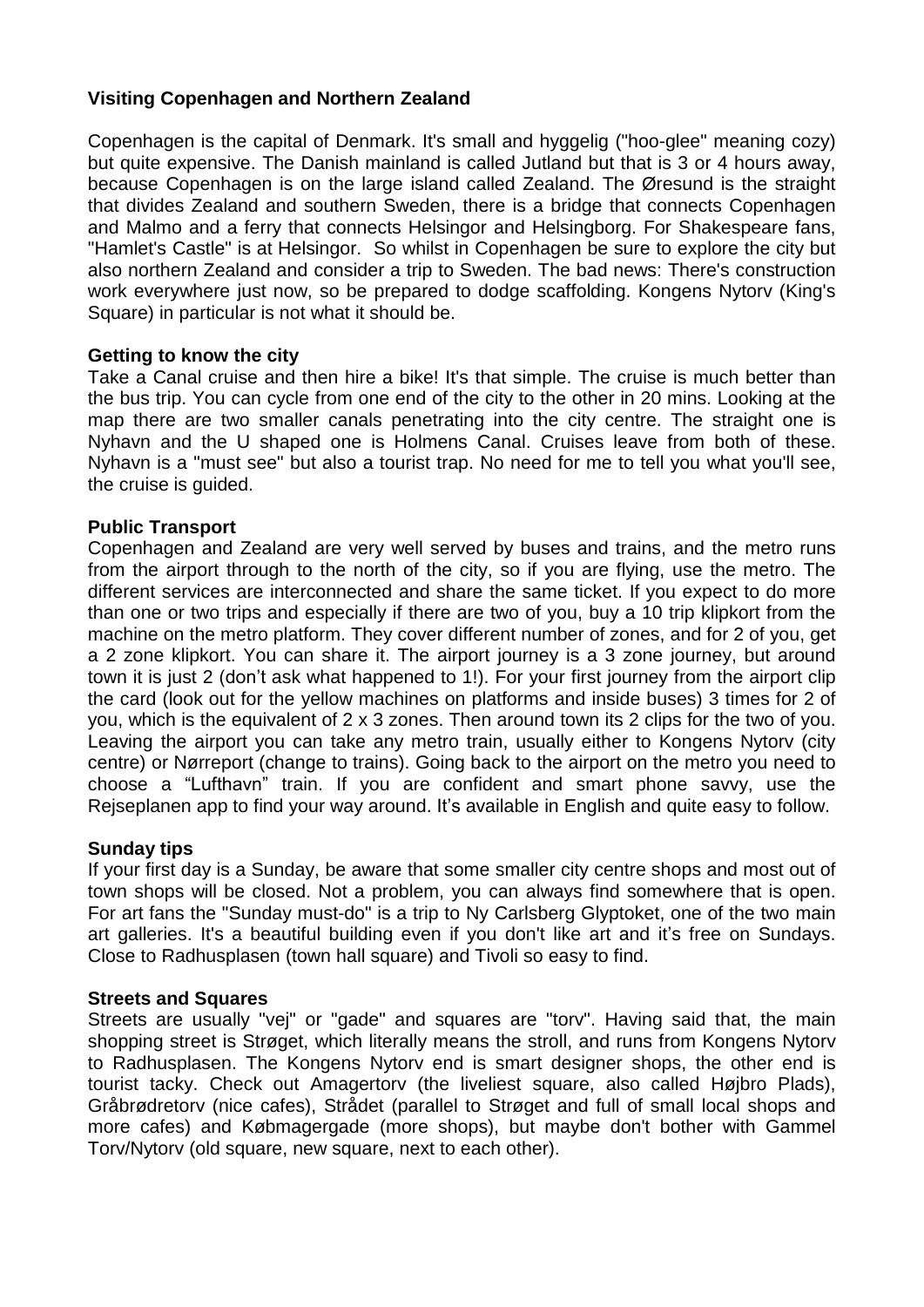**Visiting Copenhagen and Northern Zealand**

Copenhagen is the capital of Denmark. It's small and hyggelig ("hoo-glee" meaning cozy) but quite expensive. The Danish mainland is called Jutland but that is 3 or 4 hours away, because Copenhagen is on the large island called Zealand. The Øresund is the straight that divides Zealand and southern Sweden, there is a bridge that connects Copenhagen and Malmo and a ferry that connects Helsingor and Helsingborg. For Shakespeare fans, "Hamlet's Castle" is at Helsingor. So whilst in Copenhagen be sure to explore the city but also northern Zealand and consider a trip to Sweden. The bad news: There's construction work everywhere just now, so be prepared to dodge scaffolding. Kongens Nytorv (King's Square) in particular is not what it should be.

**Getting to know the city**

Take a Canal cruise and then hire a bike! It's that simple. The cruise is much better than the bus trip. You can cycle from one end of the city to the other in 20 mins. Looking at the map there are two smaller canals penetrating into the city centre. The straight one is Nyhavn and the U shaped one is Holmens Canal. Cruises leave from both of these. Nyhavn is a "must see" but also a tourist trap. No need for me to tell you what you'll see, the cruise is guided.

**Public Transport**

Copenhagen and Zealand are very well served by buses and trains, and the metro runs from the airport through to the north of the city, so if you are flying, use the metro. The different services are interconnected and share the same ticket. If you expect to do more than one or two trips and especially if there are two of you, buy a 10 trip klipkort from the machine on the metro platform. They cover different number of zones, and for 2 of you, get a 2 zone klipkort. You can share it. The airport journey is a 3 zone journey, but around town it is just 2 (don't ask what happened to 1!). For your first journey from the airport clip the card (look out for the yellow machines on platforms and inside buses) 3 times for 2 of you, which is the equivalent of 2 x 3 zones. Then around town its 2 clips for the two of you. Leaving the airport you can take any metro train, usually either to Kongens Nytorv (city centre) or Nørreport (change to trains). Going back to the airport on the metro you need to choose a "Lufthavn" train. If you are confident and smart phone savvy, use the Rejseplanen app to find your way around. It's available in English and quite easy to follow.

**Sunday tips**

If your first day is a Sunday, be aware that some smaller city centre shops and most out of town shops will be closed. Not a problem, you can always find somewhere that is open. For art fans the "Sunday must-do" is a trip to Ny Carlsberg Glyptoket, one of the two main art galleries. It's a beautiful building even if you don't like art and it's free on Sundays. Close to Radhusplasen (town hall square) and Tivoli so easy to find.

**Streets and Squares**

Streets are usually "vej" or "gade" and squares are "torv". Having said that, the main shopping street is Strøget, which literally means the stroll, and runs from Kongens Nytorv to Radhusplasen. The Kongens Nytorv end is smart designer shops, the other end is tourist tacky. Check out Amagertorv (the liveliest square, also called Højbro Plads), Gråbrødretorv (nice cafes), Strådet (parallel to Strøget and full of small local shops and more cafes) and Købmagergade (more shops), but maybe don't bother with Gammel Torv/Nytorv (old square, new square, next to each other).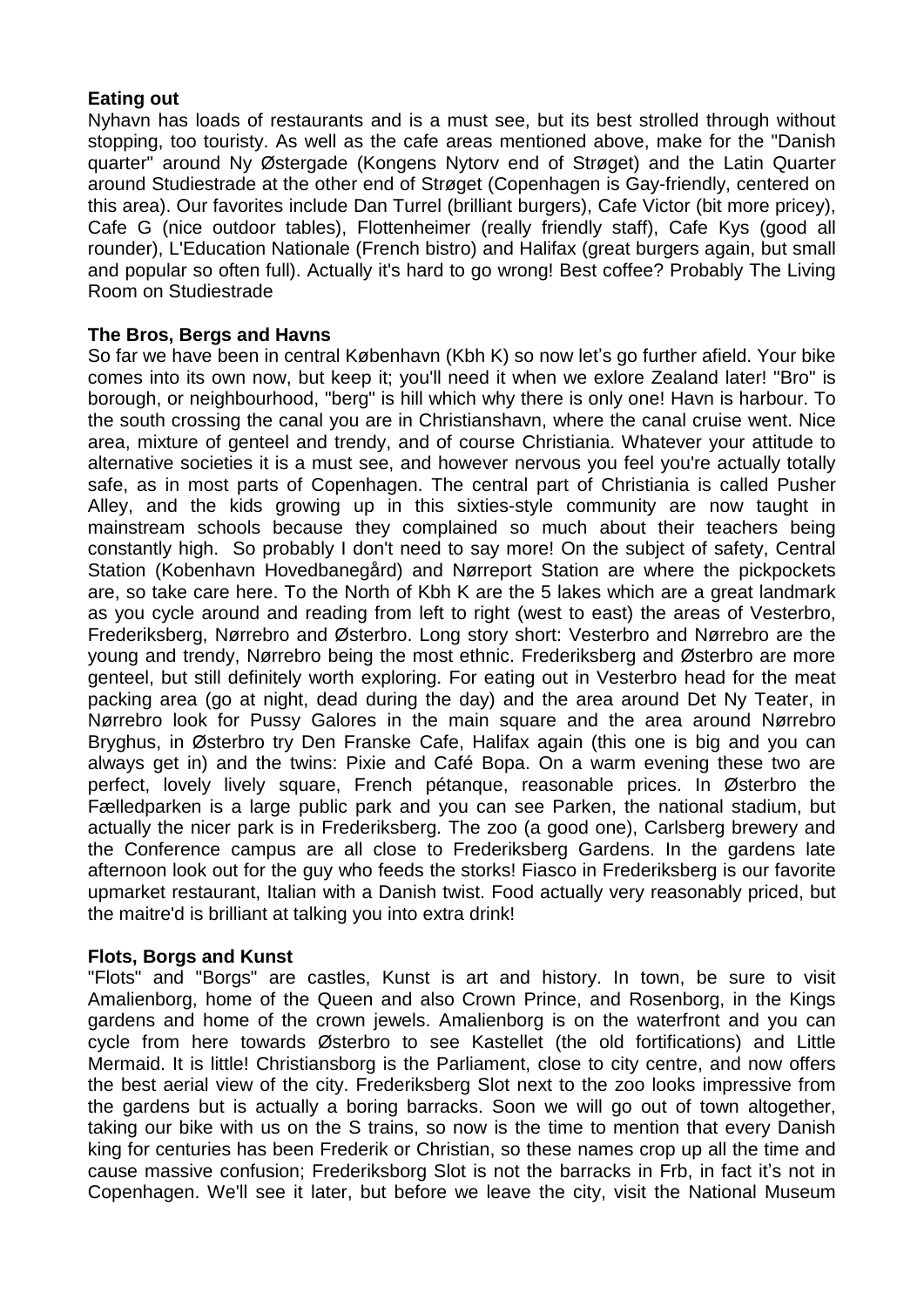**Eating out**

Nyhavn has loads of restaurants and is a must see, but its best strolled through without stopping, too touristy. As well as the cafe areas mentioned above, make for the "Danish quarter" around Ny Østergade (Kongens Nytorv end of Strøget) and the Latin Quarter around Studiestrade at the other end of Strøget (Copenhagen is Gay-friendly, centered on this area). Our favorites include Dan Turrel (brilliant burgers), Cafe Victor (bit more pricey), Cafe G (nice outdoor tables), Flottenheimer (really friendly staff), Cafe Kys (good all rounder), L'Education Nationale (French bistro) and Halifax (great burgers again, but small and popular so often full). Actually it's hard to go wrong! Best coffee? Probably The Living Room on Studiestrade

**The Bros, Bergs and Havns**

So far we have been in central København (Kbh K) so now let's go further afield. Your bike comes into its own now, but keep it; you'll need it when we exlore Zealand later! "Bro" is borough, or neighbourhood, "berg" is hill which why there is only one! Havn is harbour. To the south crossing the canal you are in Christianshavn, where the canal cruise went. Nice area, mixture of genteel and trendy, and of course Christiania. Whatever your attitude to alternative societies it is a must see, and however nervous you feel you're actually totally safe, as in most parts of Copenhagen. The central part of Christiania is called Pusher Alley, and the kids growing up in this sixties-style community are now taught in mainstream schools because they complained so much about their teachers being constantly high. So probably I don't need to say more! On the subject of safety, Central Station (Kobenhavn Hovedbanegård) and Nørreport Station are where the pickpockets are, so take care here. To the North of Kbh K are the 5 lakes which are a great landmark as you cycle around and reading from left to right (west to east) the areas of Vesterbro, Frederiksberg, Nørrebro and Østerbro. Long story short: Vesterbro and Nørrebro are the young and trendy, Nørrebro being the most ethnic. Frederiksberg and Østerbro are more genteel, but still definitely worth exploring. For eating out in Vesterbro head for the meat packing area (go at night, dead during the day) and the area around Det Ny Teater, in Nørrebro look for Pussy Galores in the main square and the area around Nørrebro Bryghus, in Østerbro try Den Franske Cafe, Halifax again (this one is big and you can always get in) and the twins: Pixie and Café Bopa. On a warm evening these two are perfect, lovely lively square, French pétanque, reasonable prices. In Østerbro the Fælledparken is a large public park and you can see Parken, the national stadium, but actually the nicer park is in Frederiksberg. The zoo (a good one), Carlsberg brewery and the Conference campus are all close to Frederiksberg Gardens. In the gardens late afternoon look out for the guy who feeds the storks! Fiasco in Frederiksberg is our favorite upmarket restaurant, Italian with a Danish twist. Food actually very reasonably priced, but the maitre'd is brilliant at talking you into extra drink!

**Flots, Borgs and Kunst**

"Flots" and "Borgs" are castles, Kunst is art and history. In town, be sure to visit Amalienborg, home of the Queen and also Crown Prince, and Rosenborg, in the Kings gardens and home of the crown jewels. Amalienborg is on the waterfront and you can cycle from here towards Østerbro to see Kastellet (the old fortifications) and Little Mermaid. It is little! Christiansborg is the Parliament, close to city centre, and now offers the best aerial view of the city. Frederiksberg Slot next to the zoo looks impressive from the gardens but is actually a boring barracks. Soon we will go out of town altogether, taking our bike with us on the S trains, so now is the time to mention that every Danish king for centuries has been Frederik or Christian, so these names crop up all the time and cause massive confusion; Frederiksborg Slot is not the barracks in Frb, in fact it's not in Copenhagen. We'll see it later, but before we leave the city, visit the National Museum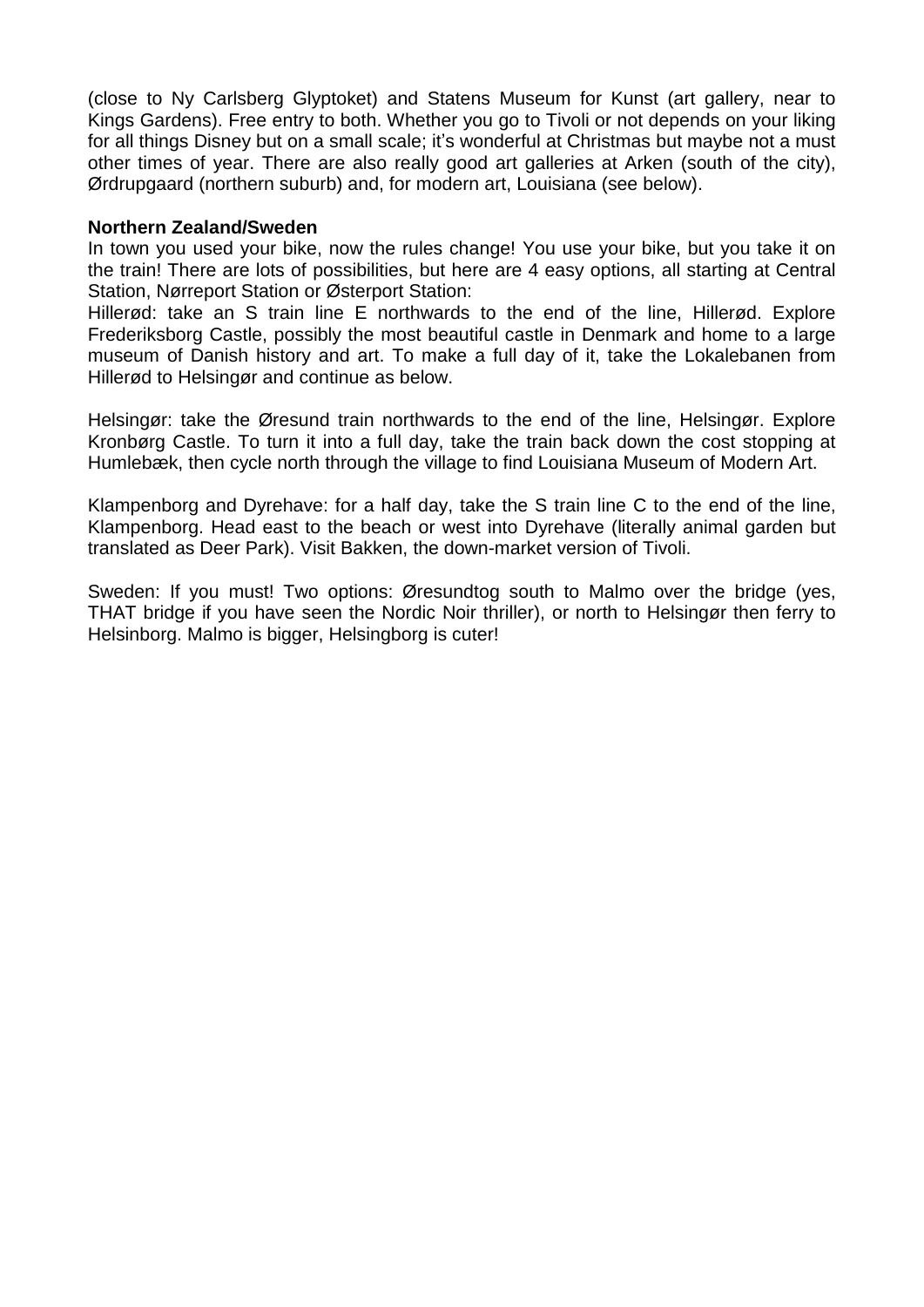(close to Ny Carlsberg Glyptoket) and Statens Museum for Kunst (art gallery, near to Kings Gardens). Free entry to both. Whether you go to Tivoli or not depends on your liking for all things Disney but on a small scale; it's wonderful at Christmas but maybe not a must other times of year. There are also really good art galleries at Arken (south of the city), Ørdrupgaard (northern suburb) and, for modern art, Louisiana (see below).

**Northern Zealand/Sweden**

In town you used your bike, now the rules change! You use your bike, but you take it on the train! There are lots of possibilities, but here are 4 easy options, all starting at Central Station, Nørreport Station or Østerport Station:

Hillerød: take an S train line E northwards to the end of the line, Hillerød. Explore Frederiksborg Castle, possibly the most beautiful castle in Denmark and home to a large museum of Danish history and art. To make a full day of it, take the Lokalebanen from Hillerød to Helsingør and continue as below.

Helsingør: take the Øresund train northwards to the end of the line, Helsingør. Explore Kronbørg Castle. To turn it into a full day, take the train back down the cost stopping at Humlebæk, then cycle north through the village to find Louisiana Museum of Modern Art.

Klampenborg and Dyrehave: for a half day, take the S train line C to the end of the line, Klampenborg. Head east to the beach or west into Dyrehave (literally animal garden but translated as Deer Park). Visit Bakken, the down-market version of Tivoli.

Sweden: If you must! Two options: Øresundtog south to Malmo over the bridge (yes, THAT bridge if you have seen the Nordic Noir thriller), or north to Helsingør then ferry to Helsinborg. Malmo is bigger, Helsingborg is cuter!